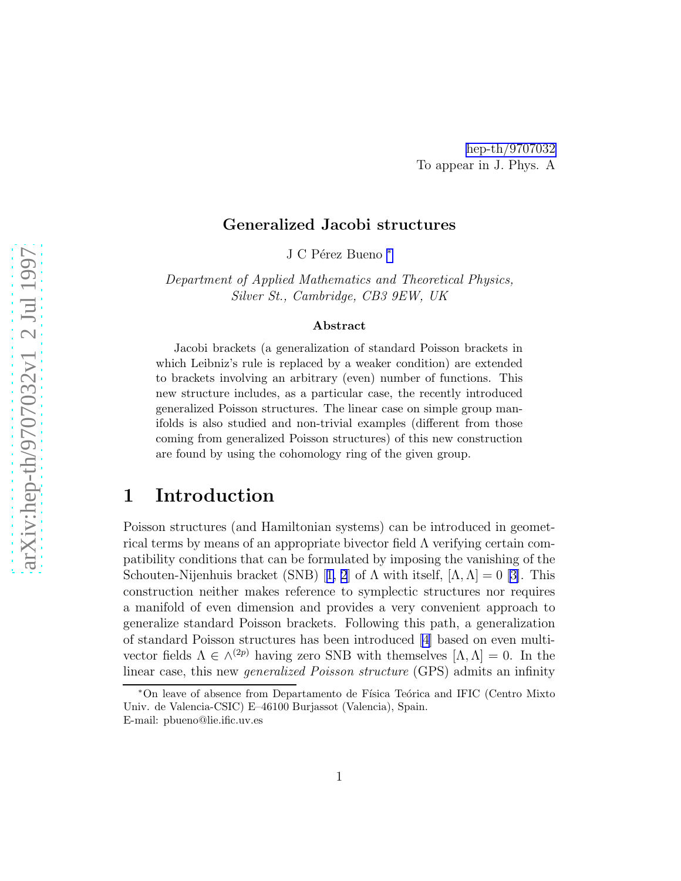hep-th/9707032
To appear in J. Phys. A

# Generalized Jacobi structures

J C Pérez Bueno *

*Department of Applied Mathematics and Theoretical Physics, Silver St., Cambridge, CB3 9EW, UK*

### Abstract

Jacobi brackets (a generalization of standard Poisson brackets in which Leibniz's rule is replaced by a weaker condition) are extended to brackets involving an arbitrary (even) number of functions. This new structure includes, as a particular case, the recently introduced generalized Poisson structures. The linear case on simple group manifolds is also studied and non-trivial examples (different from those coming from generalized Poisson structures) of this new construction are found by using the cohomology ring of the given group.

## 1 Introduction

Poisson structures (and Hamiltonian systems) can be introduced in geometrical terms by means of an appropriate bivector field $\Lambda$ verifying certain compatibility conditions that can be formulated by imposing the vanishing of the Schouten-Nijenhuis bracket (SNB) [1, 2] of $\Lambda$ with itself, $[\Lambda, \Lambda] = 0$ [3]. This construction neither makes reference to symplectic structures nor requires a manifold of even dimension and provides a very convenient approach to generalize standard Poisson brackets. Following this path, a generalization of standard Poisson structures has been introduced [4] based on even multivector fields $\Lambda \in \wedge^{(2p)}$ having zero SNB with themselves $[\Lambda, \Lambda] = 0$. In the linear case, this new *generalized Poisson structure* (GPS) admits an infinity

*On leave of absence from Departamento de Física Teórica and IFIC (Centro Mixto Univ. de Valencia-CSIC) E–46100 Burjassot (Valencia), Spain.
E-mail: pbueno@lie.ific.uv.es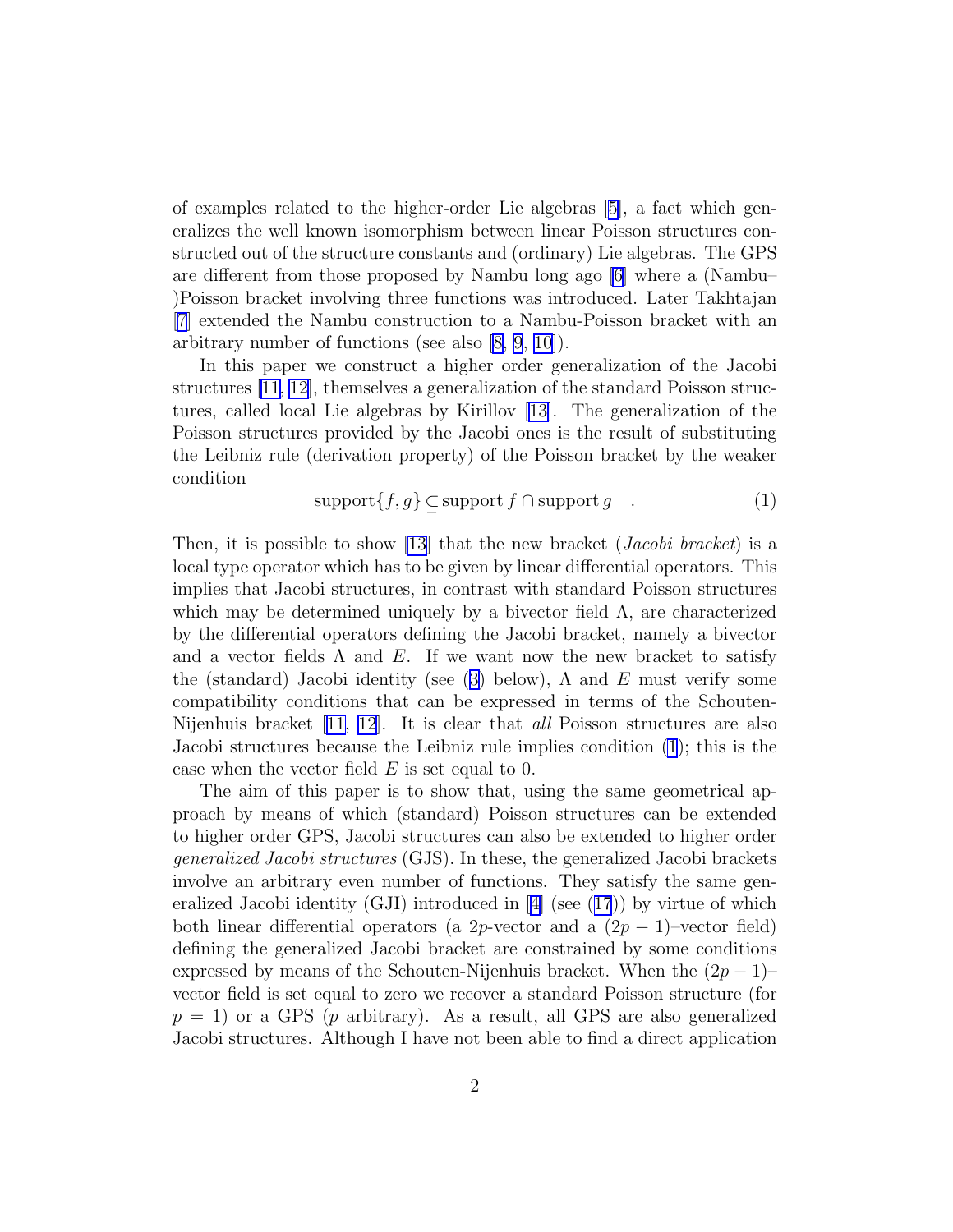of examples related to the higher-order Lie algebras [5], a fact which generalizes the well known isomorphism between linear Poisson structures constructed out of the structure constants and (ordinary) Lie algebras. The GPS are different from those proposed by Nambu long ago [6] where a (Nambu–)Poisson bracket involving three functions was introduced. Later Takhtajan [7] extended the Nambu construction to a Nambu-Poisson bracket with an arbitrary number of functions (see also [8, 9, 10]).

In this paper we construct a higher order generalization of the Jacobi structures [11, 12], themselves a generalization of the standard Poisson structures, called local Lie algebras by Kirillov [13]. The generalization of the Poisson structures provided by the Jacobi ones is the result of substituting the Leibniz rule (derivation property) of the Poisson bracket by the weaker condition

$$\text{support}\{f,g\} \subseteq \text{support}\, f \cap \text{support}\, g \quad . \tag{1}$$

Then, it is possible to show [13] that the new bracket (*Jacobi bracket*) is a local type operator which has to be given by linear differential operators. This implies that Jacobi structures, in contrast with standard Poisson structures which may be determined uniquely by a bivector field $\Lambda$, are characterized by the differential operators defining the Jacobi bracket, namely a bivector and a vector fields $\Lambda$ and $E$. If we want now the new bracket to satisfy the (standard) Jacobi identity (see (3) below), $\Lambda$ and $E$ must verify some compatibility conditions that can be expressed in terms of the Schouten-Nijenhuis bracket [11, 12]. It is clear that *all* Poisson structures are also Jacobi structures because the Leibniz rule implies condition (1); this is the case when the vector field $E$ is set equal to 0.

The aim of this paper is to show that, using the same geometrical approach by means of which (standard) Poisson structures can be extended to higher order GPS, Jacobi structures can also be extended to higher order *generalized Jacobi structures* (GJS). In these, the generalized Jacobi brackets involve an arbitrary even number of functions. They satisfy the same generalized Jacobi identity (GJI) introduced in [4] (see (17)) by virtue of which both linear differential operators (a $2p$-vector and a $(2p-1)$–vector field) defining the generalized Jacobi bracket are constrained by some conditions expressed by means of the Schouten-Nijenhuis bracket. When the $(2p-1)$–vector field is set equal to zero we recover a standard Poisson structure (for $p=1$) or a GPS ($p$ arbitrary). As a result, all GPS are also generalized Jacobi structures. Although I have not been able to find a direct application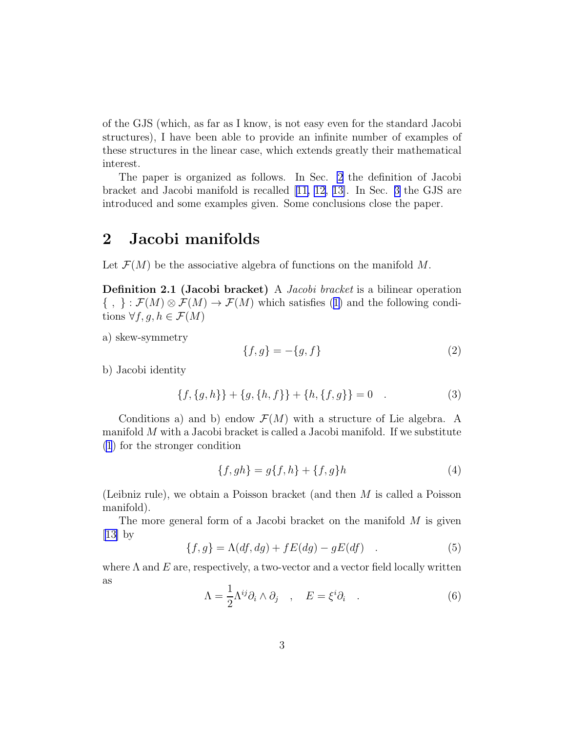of the GJS (which, as far as I know, is not easy even for the standard Jacobi structures), I have been able to provide an infinite number of examples of these structures in the linear case, which extends greatly their mathematical interest.

The paper is organized as follows. In Sec. 2 the definition of Jacobi bracket and Jacobi manifold is recalled [11, 12, 13]. In Sec. 3 the GJS are introduced and some examples given. Some conclusions close the paper.

## 2 Jacobi manifolds

Let $\mathcal{F}(M)$ be the associative algebra of functions on the manifold $M$.

**Definition 2.1 (Jacobi bracket)** A *Jacobi bracket* is a bilinear operation $\{\ ,\ \} : \mathcal{F}(M) \otimes \mathcal{F}(M) \to \mathcal{F}(M)$ which satisfies (1) and the following conditions $\forall f, g, h \in \mathcal{F}(M)$

a) skew-symmetry

$$\{f, g\} = -\{g, f\} \tag{2}$$

b) Jacobi identity

$$\{f, \{g, h\}\} + \{g, \{h, f\}\} + \{h, \{f, g\}\} = 0 \quad . \tag{3}$$

Conditions a) and b) endow $\mathcal{F}(M)$ with a structure of Lie algebra. A manifold $M$ with a Jacobi bracket is called a Jacobi manifold. If we substitute (1) for the stronger condition

$$\{f, gh\} = g\{f, h\} + \{f, g\}h \tag{4}$$

(Leibniz rule), we obtain a Poisson bracket (and then $M$ is called a Poisson manifold).

The more general form of a Jacobi bracket on the manifold $M$ is given [13] by

$$\{f, g\} = \Lambda(df, dg) + fE(dg) - gE(df) \quad . \tag{5}$$

where $\Lambda$ and $E$ are, respectively, a two-vector and a vector field locally written as

$$\Lambda = \frac{1}{2}\Lambda^{ij}\partial_i \wedge \partial_j \quad , \quad E = \xi^i \partial_i \quad . \tag{6}$$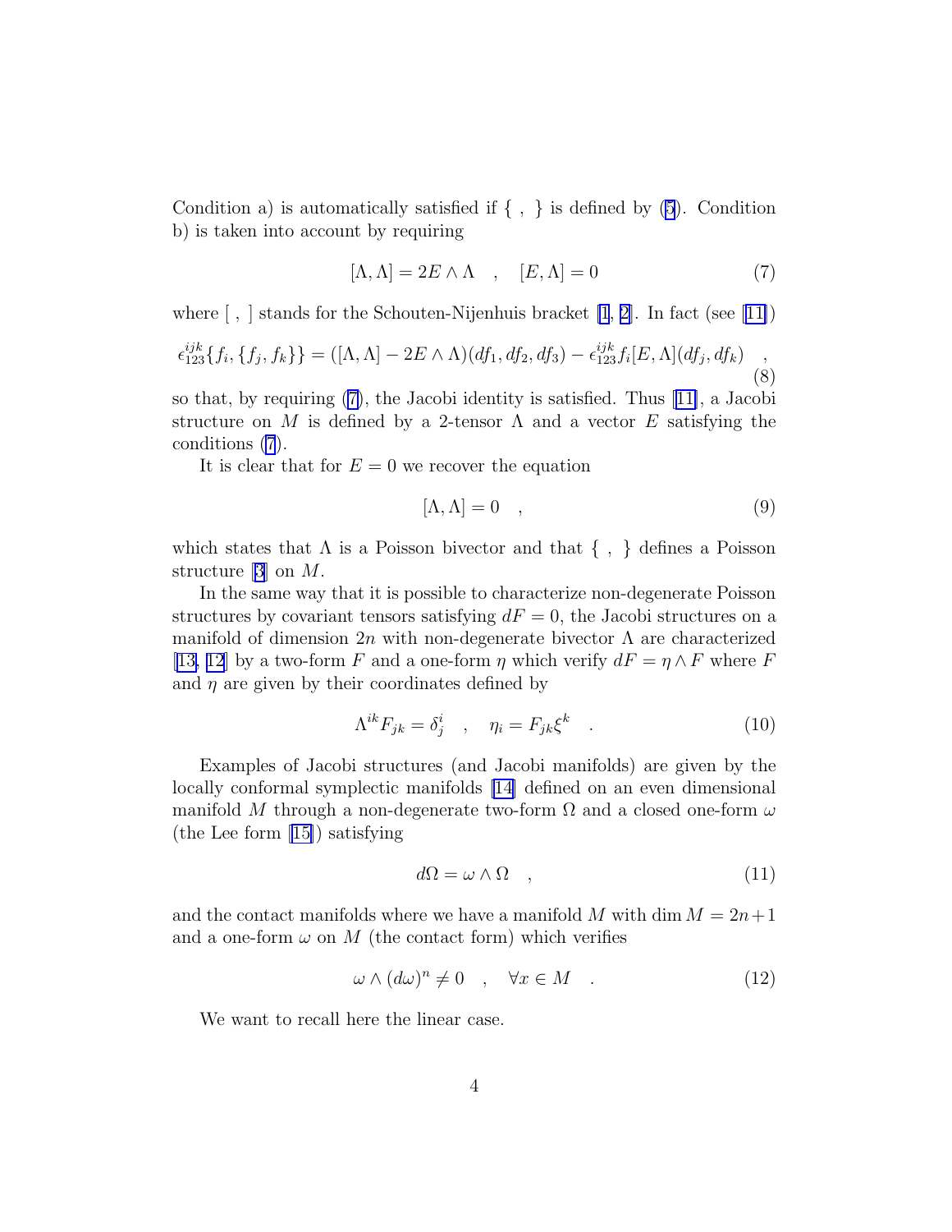Condition a) is automatically satisfied if $\{\ ,\ \}$ is defined by (5). Condition b) is taken into account by requiring

$$[\Lambda, \Lambda] = 2E \wedge \Lambda \quad , \quad [E, \Lambda] = 0 \tag{7}$$

where $[\ ,\ ]$ stands for the Schouten-Nijenhuis bracket [1, 2]. In fact (see [11])

$$\epsilon_{123}^{ijk}\{f_i, \{f_j, f_k\}\} = ([\Lambda, \Lambda] - 2E \wedge \Lambda)(df_1, df_2, df_3) - \epsilon_{123}^{ijk} f_i [E, \Lambda](df_j, df_k) \quad , \tag{8}$$

so that, by requiring (7), the Jacobi identity is satisfied. Thus [11], a Jacobi structure on $M$ is defined by a 2-tensor $\Lambda$ and a vector $E$ satisfying the conditions (7).

It is clear that for $E = 0$ we recover the equation

$$[\Lambda, \Lambda] = 0 \quad , \tag{9}$$

which states that $\Lambda$ is a Poisson bivector and that $\{\ ,\ \}$ defines a Poisson structure [3] on $M$.

In the same way that it is possible to characterize non-degenerate Poisson structures by covariant tensors satisfying $dF = 0$, the Jacobi structures on a manifold of dimension $2n$ with non-degenerate bivector $\Lambda$ are characterized [13, 12] by a two-form $F$ and a one-form $\eta$ which verify $dF = \eta \wedge F$ where $F$ and $\eta$ are given by their coordinates defined by

$$\Lambda^{ik} F_{jk} = \delta_j^i \quad , \quad \eta_i = F_{jk}\xi^k \quad . \tag{10}$$

Examples of Jacobi structures (and Jacobi manifolds) are given by the locally conformal symplectic manifolds [14] defined on an even dimensional manifold $M$ through a non-degenerate two-form $\Omega$ and a closed one-form $\omega$ (the Lee form [15]) satisfying

$$d\Omega = \omega \wedge \Omega \quad , \tag{11}$$

and the contact manifolds where we have a manifold $M$ with $\dim M = 2n+1$ and a one-form $\omega$ on $M$ (the contact form) which verifies

$$\omega \wedge (d\omega)^n \neq 0 \quad , \quad \forall x \in M \quad . \tag{12}$$

We want to recall here the linear case.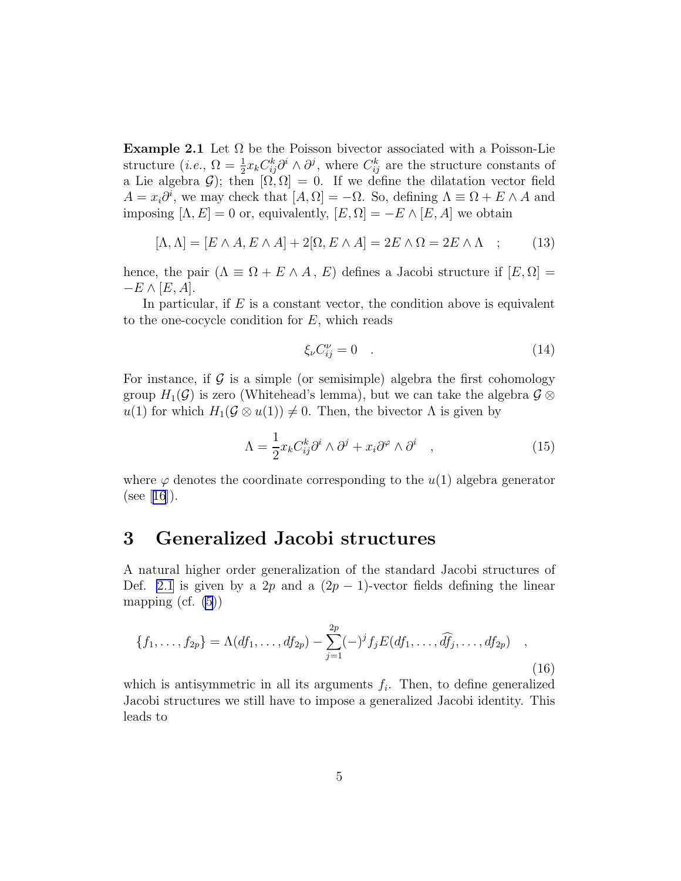**Example 2.1** Let $\Omega$ be the Poisson bivector associated with a Poisson-Lie structure (*i.e.*, $\Omega = \frac{1}{2}x_k C_{ij}^k \partial^i \wedge \partial^j$, where $C_{ij}^k$ are the structure constants of a Lie algebra $\mathcal{G}$); then $[\Omega, \Omega] = 0$. If we define the dilatation vector field $A = x_i \partial^i$, we may check that $[A, \Omega] = -\Omega$. So, defining $\Lambda \equiv \Omega + E \wedge A$ and imposing $[\Lambda, E] = 0$ or, equivalently, $[E, \Omega] = -E \wedge [E, A]$ we obtain

$$[\Lambda, \Lambda] = [E \wedge A, E \wedge A] + 2[\Omega, E \wedge A] = 2E \wedge \Omega = 2E \wedge \Lambda \quad ; \tag{13}$$

hence, the pair ($\Lambda \equiv \Omega + E \wedge A$ , $E$) defines a Jacobi structure if $[E, \Omega] = -E \wedge [E, A]$.

In particular, if $E$ is a constant vector, the condition above is equivalent to the one-cocycle condition for $E$, which reads

$$\xi_\nu C_{ij}^\nu = 0 \quad . \tag{14}$$

For instance, if $\mathcal{G}$ is a simple (or semisimple) algebra the first cohomology group $H_1(\mathcal{G})$ is zero (Whitehead's lemma), but we can take the algebra $\mathcal{G} \otimes u(1)$ for which $H_1(\mathcal{G} \otimes u(1)) \neq 0$. Then, the bivector $\Lambda$ is given by

$$\Lambda = \frac{1}{2} x_k C_{ij}^k \partial^i \wedge \partial^j + x_i \partial^\varphi \wedge \partial^i \quad , \tag{15}$$

where $\varphi$ denotes the coordinate corresponding to the $u(1)$ algebra generator (see [16]).

# 3 Generalized Jacobi structures

A natural higher order generalization of the standard Jacobi structures of Def. 2.1 is given by a $2p$ and a $(2p-1)$-vector fields defining the linear mapping (cf. (5))

$$\{f_1, \ldots, f_{2p}\} = \Lambda(df_1, \ldots, df_{2p}) - \sum_{j=1}^{2p} (-)^j f_j E(df_1, \ldots, \widehat{df_j}, \ldots, df_{2p}) \quad , \tag{16}$$

which is antisymmetric in all its arguments $f_i$. Then, to define generalized Jacobi structures we still have to impose a generalized Jacobi identity. This leads to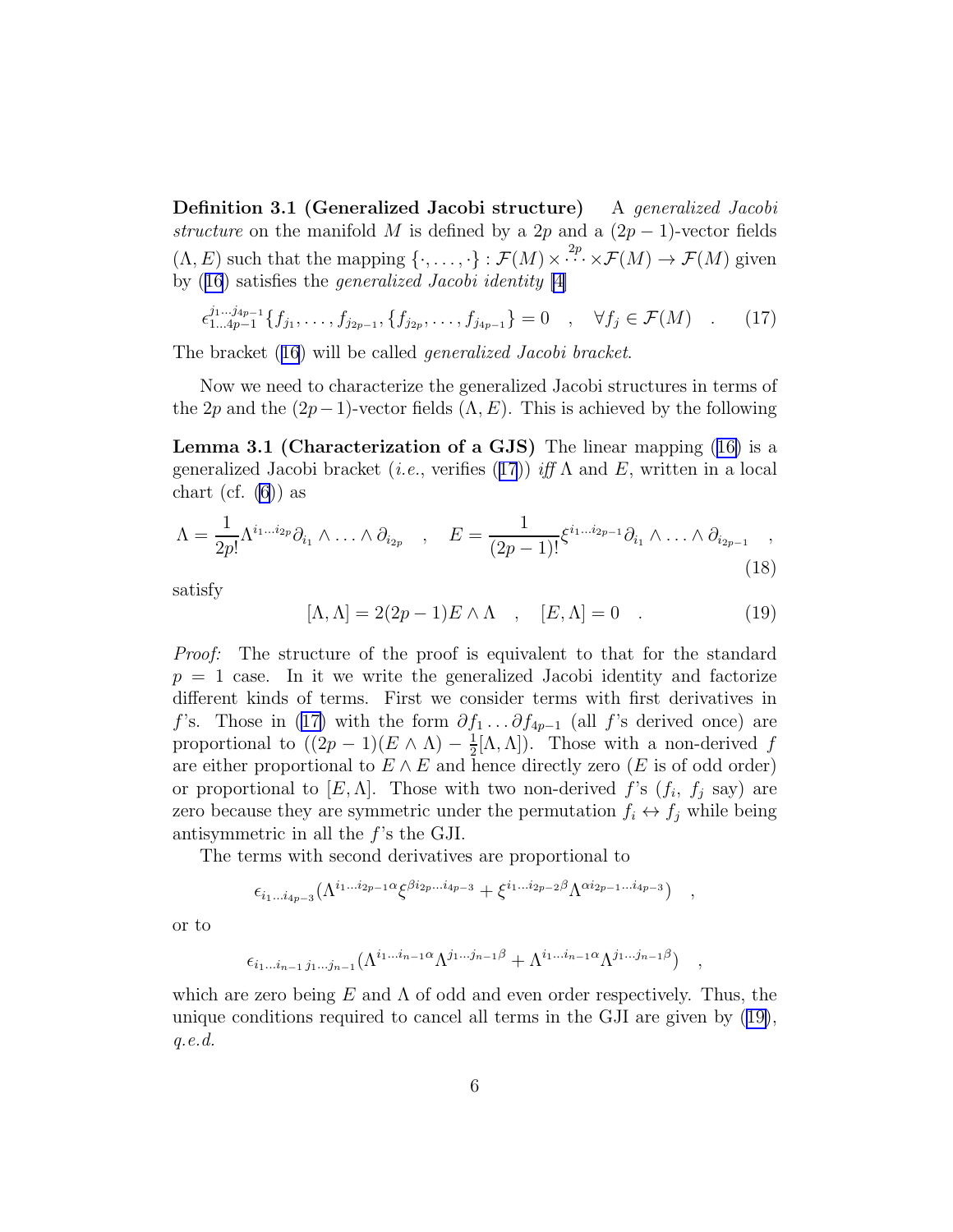**Definition 3.1 (Generalized Jacobi structure)** A *generalized Jacobi structure* on the manifold $M$ is defined by a $2p$ and a $(2p-1)$-vector fields $(\Lambda, E)$ such that the mapping $\{\cdot,\ldots,\cdot\} : \mathcal{F}(M) \times \overset{2p}{\cdots} \times \mathcal{F}(M) \to \mathcal{F}(M)$ given by (16) satisfies the *generalized Jacobi identity* [4]

$$\epsilon^{j_1\ldots j_{4p-1}}_{1\ldots 4p-1}\{f_{j_1},\ldots,f_{j_{2p-1}},\{f_{j_{2p}},\ldots,f_{j_{4p-1}}\} = 0 \quad , \quad \forall f_j \in \mathcal{F}(M) \quad . \tag{17}$$

The bracket (16) will be called *generalized Jacobi bracket*.

Now we need to characterize the generalized Jacobi structures in terms of the $2p$ and the $(2p-1)$-vector fields $(\Lambda, E)$. This is achieved by the following

**Lemma 3.1 (Characterization of a GJS)** The linear mapping (16) is a generalized Jacobi bracket (*i.e.*, verifies (17)) *iff* $\Lambda$ and $E$, written in a local chart (cf. (6)) as

$$\Lambda = \frac{1}{2p!}\Lambda^{i_1\ldots i_{2p}}\partial_{i_1}\wedge\ldots\wedge\partial_{i_{2p}} \quad , \quad E = \frac{1}{(2p-1)!}\xi^{i_1\ldots i_{2p-1}}\partial_{i_1}\wedge\ldots\wedge\partial_{i_{2p-1}} \quad , \tag{18}$$

satisfy

$$[\Lambda,\Lambda] = 2(2p-1)E\wedge\Lambda \quad , \quad [E,\Lambda] = 0 \quad . \tag{19}$$

*Proof:* The structure of the proof is equivalent to that for the standard $p = 1$ case. In it we write the generalized Jacobi identity and factorize different kinds of terms. First we consider terms with first derivatives in $f$'s. Those in (17) with the form $\partial f_1 \ldots \partial f_{4p-1}$ (all $f$'s derived once) are proportional to $((2p-1)(E\wedge\Lambda) - \frac{1}{2}[\Lambda,\Lambda])$. Those with a non-derived $f$ are either proportional to $E \wedge E$ and hence directly zero ($E$ is of odd order) or proportional to $[E, \Lambda]$. Those with two non-derived $f$'s ($f_i$, $f_j$ say) are zero because they are symmetric under the permutation $f_i \leftrightarrow f_j$ while being antisymmetric in all the $f$'s the GJI.

The terms with second derivatives are proportional to

$$\epsilon_{i_1\ldots i_{4p-3}}(\Lambda^{i_1\ldots i_{2p-1}\alpha}\xi^{\beta i_{2p}\ldots i_{4p-3}} + \xi^{i_1\ldots i_{2p-2}\beta}\Lambda^{\alpha i_{2p-1}\ldots i_{4p-3}}) \quad ,$$

or to

$$\epsilon_{i_1\ldots i_{n-1}\, j_1\ldots j_{n-1}}(\Lambda^{i_1\ldots i_{n-1}\alpha}\Lambda^{j_1\ldots j_{n-1}\beta} + \Lambda^{i_1\ldots i_{n-1}\alpha}\Lambda^{j_1\ldots j_{n-1}\beta}) \quad ,$$

which are zero being $E$ and $\Lambda$ of odd and even order respectively. Thus, the unique conditions required to cancel all terms in the GJI are given by (19), *q.e.d.*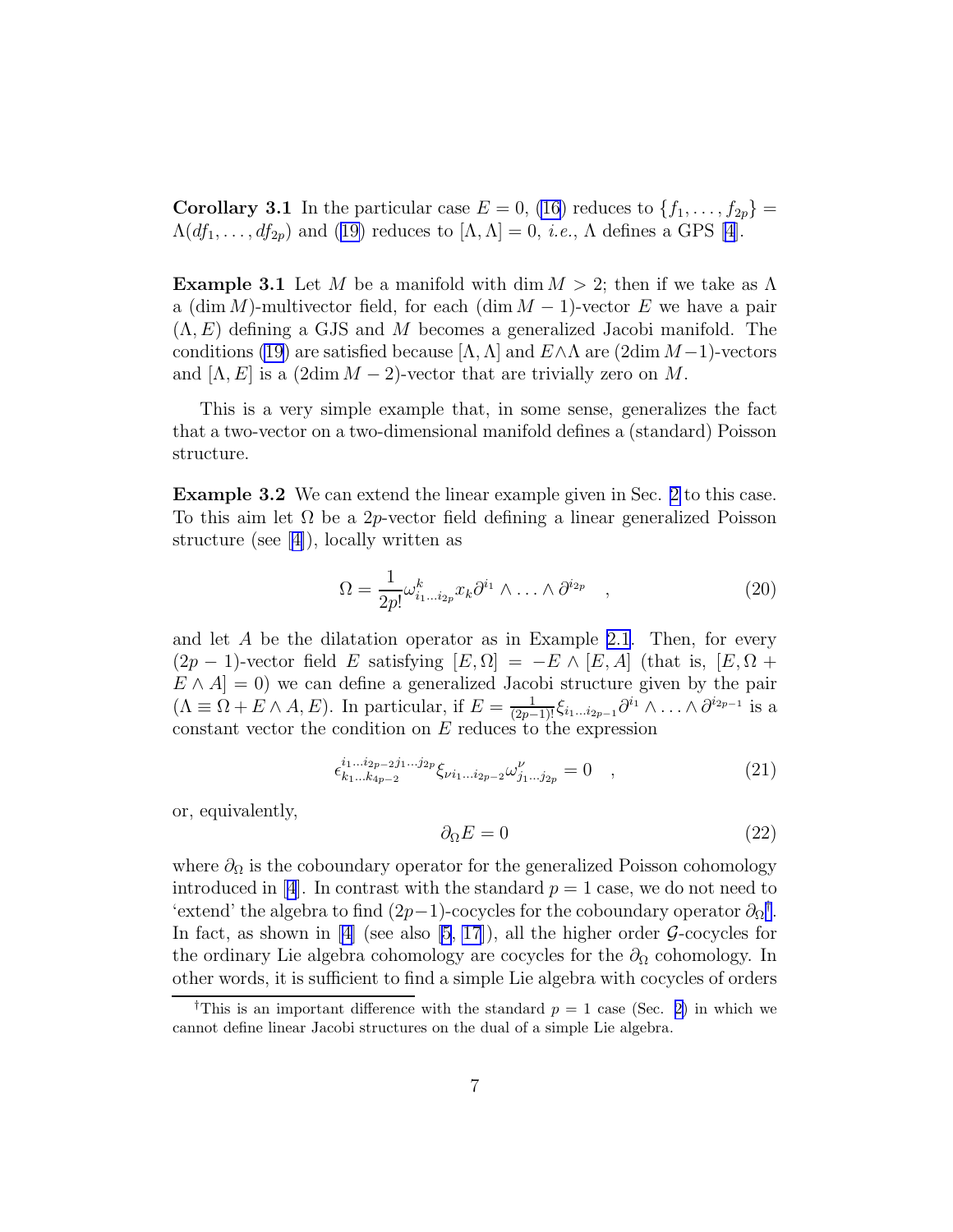**Corollary 3.1** In the particular case $E = 0$, (16) reduces to $\{f_1, \ldots, f_{2p}\} = \Lambda(df_1, \ldots, df_{2p})$ and (19) reduces to $[\Lambda, \Lambda] = 0$, *i.e.*, $\Lambda$ defines a GPS [4].

**Example 3.1** Let $M$ be a manifold with $\dim M > 2$; then if we take as $\Lambda$ a $(\dim M)$-multivector field, for each $(\dim M - 1)$-vector $E$ we have a pair $(\Lambda, E)$ defining a GJS and $M$ becomes a generalized Jacobi manifold. The conditions (19) are satisfied because $[\Lambda, \Lambda]$ and $E \wedge \Lambda$ are $(2\dim M - 1)$-vectors and $[\Lambda, E]$ is a $(2\dim M - 2)$-vector that are trivially zero on $M$.

This is a very simple example that, in some sense, generalizes the fact that a two-vector on a two-dimensional manifold defines a (standard) Poisson structure.

**Example 3.2** We can extend the linear example given in Sec. 2 to this case. To this aim let $\Omega$ be a $2p$-vector field defining a linear generalized Poisson structure (see [4]), locally written as

$$\Omega = \frac{1}{2p!} \omega^k_{i_1 \ldots i_{2p}} x_k \partial^{i_1} \wedge \ldots \wedge \partial^{i_{2p}} \quad , \tag{20}$$

and let $A$ be the dilatation operator as in Example 2.1. Then, for every $(2p-1)$-vector field $E$ satisfying $[E, \Omega] = -E \wedge [E, A]$ (that is, $[E, \Omega + E \wedge A] = 0$) we can define a generalized Jacobi structure given by the pair $(\Lambda \equiv \Omega + E \wedge A, E)$. In particular, if $E = \frac{1}{(2p-1)!} \xi_{i_1 \ldots i_{2p-1}} \partial^{i_1} \wedge \ldots \wedge \partial^{i_{2p-1}}$ is a constant vector the condition on $E$ reduces to the expression

$$\epsilon^{i_1 \ldots i_{2p-2} j_1 \ldots j_{2p}}_{k_1 \ldots k_{4p-2}} \xi_{\nu i_1 \ldots i_{2p-2}} \omega^{\nu}_{j_1 \ldots j_{2p}} = 0 \quad , \tag{21}$$

or, equivalently,

$$\partial_\Omega E = 0 \tag{22}$$

where $\partial_\Omega$ is the coboundary operator for the generalized Poisson cohomology introduced in [4]. In contrast with the standard $p = 1$ case, we do not need to 'extend' the algebra to find $(2p-1)$-cocycles for the coboundary operator $\partial_\Omega$[†]. In fact, as shown in [4] (see also [5, 17]), all the higher order $\mathcal{G}$-cocycles for the ordinary Lie algebra cohomology are cocycles for the $\partial_\Omega$ cohomology. In other words, it is sufficient to find a simple Lie algebra with cocycles of orders

[†]This is an important difference with the standard $p = 1$ case (Sec. 2) in which we cannot define linear Jacobi structures on the dual of a simple Lie algebra.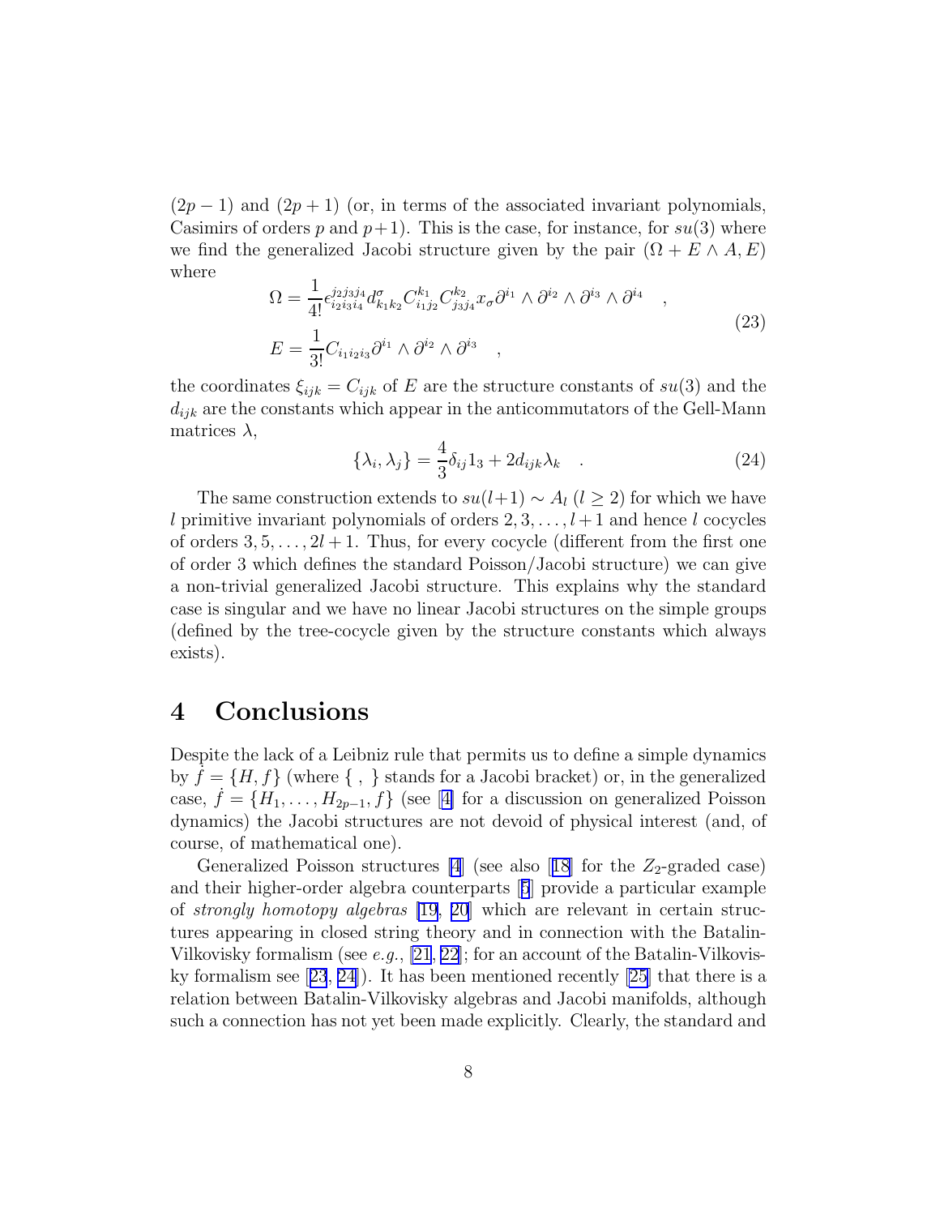$(2p-1)$ and $(2p+1)$ (or, in terms of the associated invariant polynomials, Casimirs of orders $p$ and $p+1$). This is the case, for instance, for $su(3)$ where we find the generalized Jacobi structure given by the pair $(\Omega + E \wedge A, E)$ where

$$
\begin{aligned}
\Omega &= \frac{1}{4!} \epsilon^{j_2 j_3 j_4}_{i_2 i_3 i_4} d^{\sigma}_{k_1 k_2} C^{k_1}_{i_1 j_2} C^{k_2}_{j_3 j_4} x_\sigma \partial^{i_1} \wedge \partial^{i_2} \wedge \partial^{i_3} \wedge \partial^{i_4} \quad , \\
E &= \frac{1}{3!} C_{i_1 i_2 i_3} \partial^{i_1} \wedge \partial^{i_2} \wedge \partial^{i_3} \quad ,
\end{aligned}
\tag{23}
$$

the coordinates $\xi_{ijk} = C_{ijk}$ of $E$ are the structure constants of $su(3)$ and the $d_{ijk}$ are the constants which appear in the anticommutators of the Gell-Mann matrices $\lambda$,

$$
\{\lambda_i, \lambda_j\} = \frac{4}{3}\delta_{ij} 1_3 + 2 d_{ijk} \lambda_k \quad . \tag{24}
$$

The same construction extends to $su(l+1) \sim A_l$ ($l \geq 2$) for which we have $l$ primitive invariant polynomials of orders $2, 3, \ldots, l+1$ and hence $l$ cocycles of orders $3, 5, \ldots, 2l+1$. Thus, for every cocycle (different from the first one of order 3 which defines the standard Poisson/Jacobi structure) we can give a non-trivial generalized Jacobi structure. This explains why the standard case is singular and we have no linear Jacobi structures on the simple groups (defined by the tree-cocycle given by the structure constants which always exists).

# 4 Conclusions

Despite the lack of a Leibniz rule that permits us to define a simple dynamics by $\dot{f} = \{H, f\}$ (where $\{\ ,\ \}$ stands for a Jacobi bracket) or, in the generalized case, $\dot{f} = \{H_1, \ldots, H_{2p-1}, f\}$ (see [4] for a discussion on generalized Poisson dynamics) the Jacobi structures are not devoid of physical interest (and, of course, of mathematical one).

Generalized Poisson structures [4] (see also [18] for the $Z_2$-graded case) and their higher-order algebra counterparts [5] provide a particular example of *strongly homotopy algebras* [19, 20] which are relevant in certain structures appearing in closed string theory and in connection with the Batalin-Vilkovisky formalism (see *e.g.*, [21, 22]; for an account of the Batalin-Vilkovisky formalism see [23, 24]). It has been mentioned recently [25] that there is a relation between Batalin-Vilkovisky algebras and Jacobi manifolds, although such a connection has not yet been made explicitly. Clearly, the standard and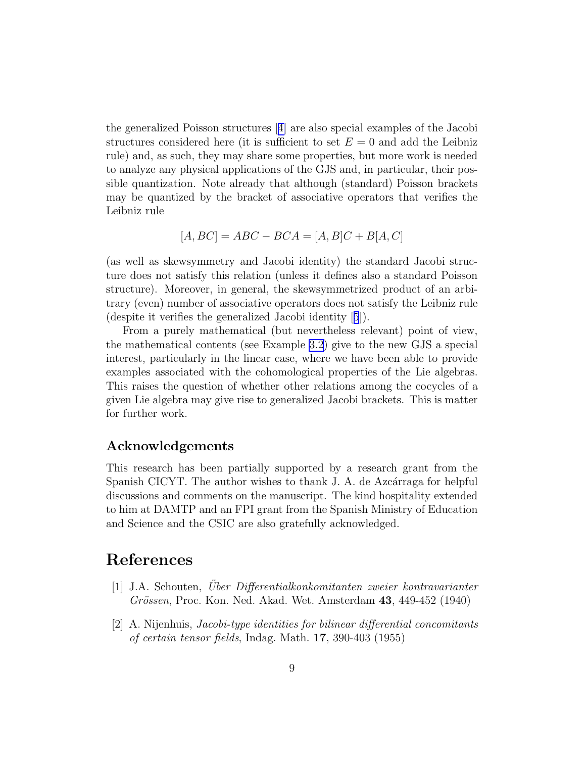the generalized Poisson structures [4] are also special examples of the Jacobi structures considered here (it is sufficient to set $E = 0$ and add the Leibniz rule) and, as such, they may share some properties, but more work is needed to analyze any physical applications of the GJS and, in particular, their possible quantization. Note already that although (standard) Poisson brackets may be quantized by the bracket of associative operators that verifies the Leibniz rule

$$[A, BC] = ABC - BCA = [A, B]C + B[A, C]$$

(as well as skewsymmetry and Jacobi identity) the standard Jacobi structure does not satisfy this relation (unless it defines also a standard Poisson structure). Moreover, in general, the skewsymmetrized product of an arbitrary (even) number of associative operators does not satisfy the Leibniz rule (despite it verifies the generalized Jacobi identity [5]).

From a purely mathematical (but nevertheless relevant) point of view, the mathematical contents (see Example 3.2) give to the new GJS a special interest, particularly in the linear case, where we have been able to provide examples associated with the cohomological properties of the Lie algebras. This raises the question of whether other relations among the cocycles of a given Lie algebra may give rise to generalized Jacobi brackets. This is matter for further work.

### Acknowledgements

This research has been partially supported by a research grant from the Spanish CICYT. The author wishes to thank J. A. de Azcárraga for helpful discussions and comments on the manuscript. The kind hospitality extended to him at DAMTP and an FPI grant from the Spanish Ministry of Education and Science and the CSIC are also gratefully acknowledged.

## References

[1] J.A. Schouten, *Über Differentialkonkomitanten zweier kontravarianter Grössen*, Proc. Kon. Ned. Akad. Wet. Amsterdam **43**, 449-452 (1940)

[2] A. Nijenhuis, *Jacobi-type identities for bilinear differential concomitants of certain tensor fields*, Indag. Math. **17**, 390-403 (1955)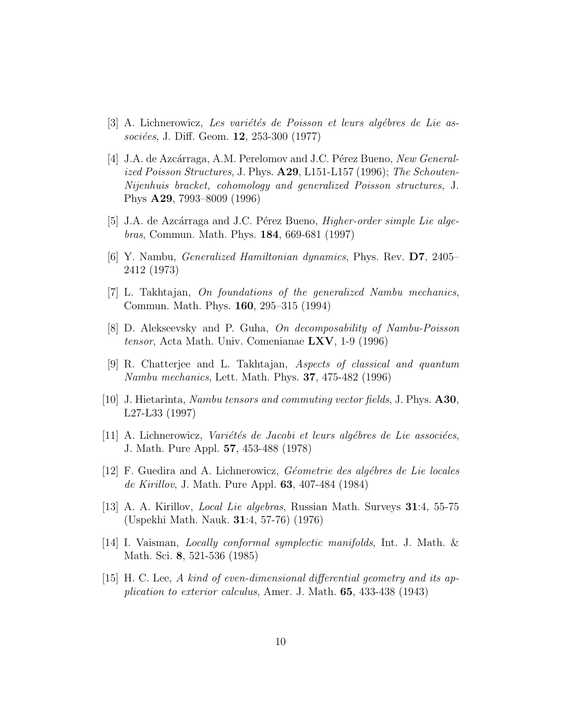[3] A. Lichnerowicz, *Les variétés de Poisson et leurs algébres de Lie associées*, J. Diff. Geom. **12**, 253-300 (1977)

[4] J.A. de Azcárraga, A.M. Perelomov and J.C. Pérez Bueno, *New Generalized Poisson Structures*, J. Phys. **A29**, L151-L157 (1996); *The Schouten-Nijenhuis bracket, cohomology and generalized Poisson structures*, J. Phys **A29**, 7993–8009 (1996)

[5] J.A. de Azcárraga and J.C. Pérez Bueno, *Higher-order simple Lie algebras*, Commun. Math. Phys. **184**, 669-681 (1997)

[6] Y. Nambu, *Generalized Hamiltonian dynamics*, Phys. Rev. **D7**, 2405–2412 (1973)

[7] L. Takhtajan, *On foundations of the generalized Nambu mechanics*, Commun. Math. Phys. **160**, 295–315 (1994)

[8] D. Alekseevsky and P. Guha, *On decomposability of Nambu-Poisson tensor*, Acta Math. Univ. Comenianae **LXV**, 1-9 (1996)

[9] R. Chatterjee and L. Takhtajan, *Aspects of classical and quantum Nambu mechanics*, Lett. Math. Phys. **37**, 475-482 (1996)

[10] J. Hietarinta, *Nambu tensors and commuting vector fields*, J. Phys. **A30**, L27-L33 (1997)

[11] A. Lichnerowicz, *Variétés de Jacobi et leurs algébres de Lie associées*, J. Math. Pure Appl. **57**, 453-488 (1978)

[12] F. Guedira and A. Lichnerowicz, *Géometrie des algébres de Lie locales de Kirillov*, J. Math. Pure Appl. **63**, 407-484 (1984)

[13] A. A. Kirillov, *Local Lie algebras*, Russian Math. Surveys **31**:4, 55-75 (Uspekhi Math. Nauk. **31**:4, 57-76) (1976)

[14] I. Vaisman, *Locally conformal symplectic manifolds*, Int. J. Math. & Math. Sci. **8**, 521-536 (1985)

[15] H. C. Lee, *A kind of even-dimensional differential geometry and its application to exterior calculus*, Amer. J. Math. **65**, 433-438 (1943)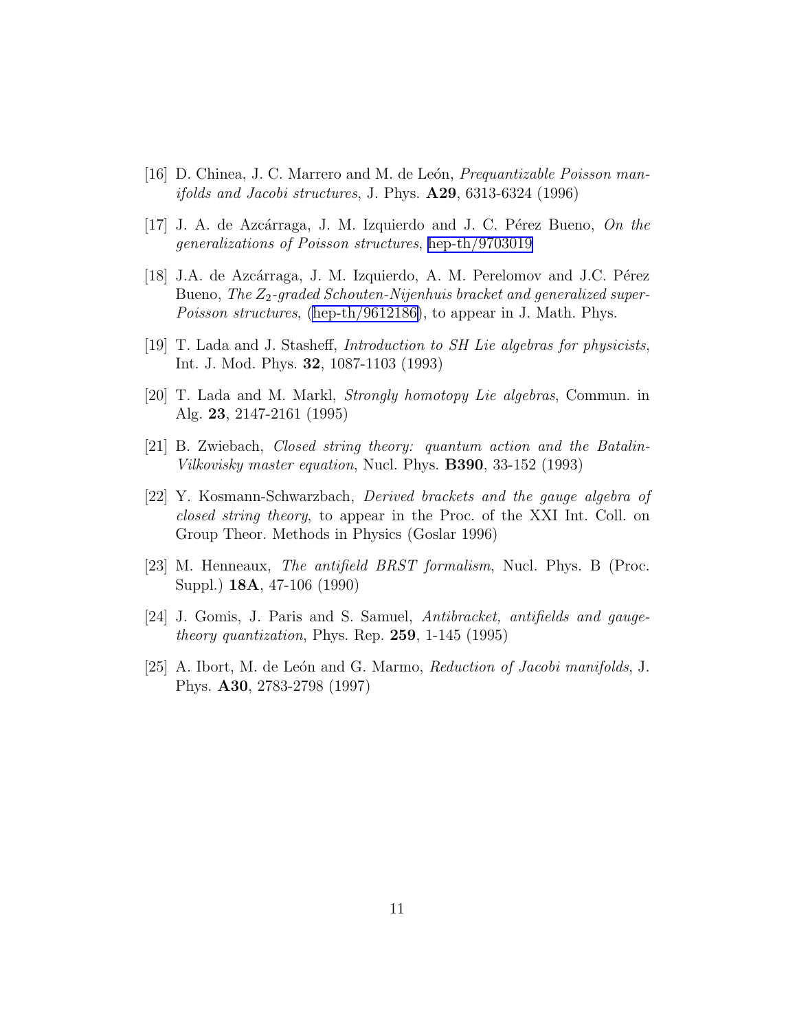[16] D. Chinea, J. C. Marrero and M. de León, *Prequantizable Poisson manifolds and Jacobi structures*, J. Phys. **A29**, 6313-6324 (1996)

[17] J. A. de Azcárraga, J. M. Izquierdo and J. C. Pérez Bueno, *On the generalizations of Poisson structures*, hep-th/9703019

[18] J.A. de Azcárraga, J. M. Izquierdo, A. M. Perelomov and J.C. Pérez Bueno, *The $Z_2$-graded Schouten-Nijenhuis bracket and generalized super-Poisson structures*, (hep-th/9612186), to appear in J. Math. Phys.

[19] T. Lada and J. Stasheff, *Introduction to SH Lie algebras for physicists*, Int. J. Mod. Phys. **32**, 1087-1103 (1993)

[20] T. Lada and M. Markl, *Strongly homotopy Lie algebras*, Commun. in Alg. **23**, 2147-2161 (1995)

[21] B. Zwiebach, *Closed string theory: quantum action and the Batalin-Vilkovisky master equation*, Nucl. Phys. **B390**, 33-152 (1993)

[22] Y. Kosmann-Schwarzbach, *Derived brackets and the gauge algebra of closed string theory*, to appear in the Proc. of the XXI Int. Coll. on Group Theor. Methods in Physics (Goslar 1996)

[23] M. Henneaux, *The antifield BRST formalism*, Nucl. Phys. B (Proc. Suppl.) **18A**, 47-106 (1990)

[24] J. Gomis, J. Paris and S. Samuel, *Antibracket, antifields and gauge-theory quantization*, Phys. Rep. **259**, 1-145 (1995)

[25] A. Ibort, M. de León and G. Marmo, *Reduction of Jacobi manifolds*, J. Phys. **A30**, 2783-2798 (1997)